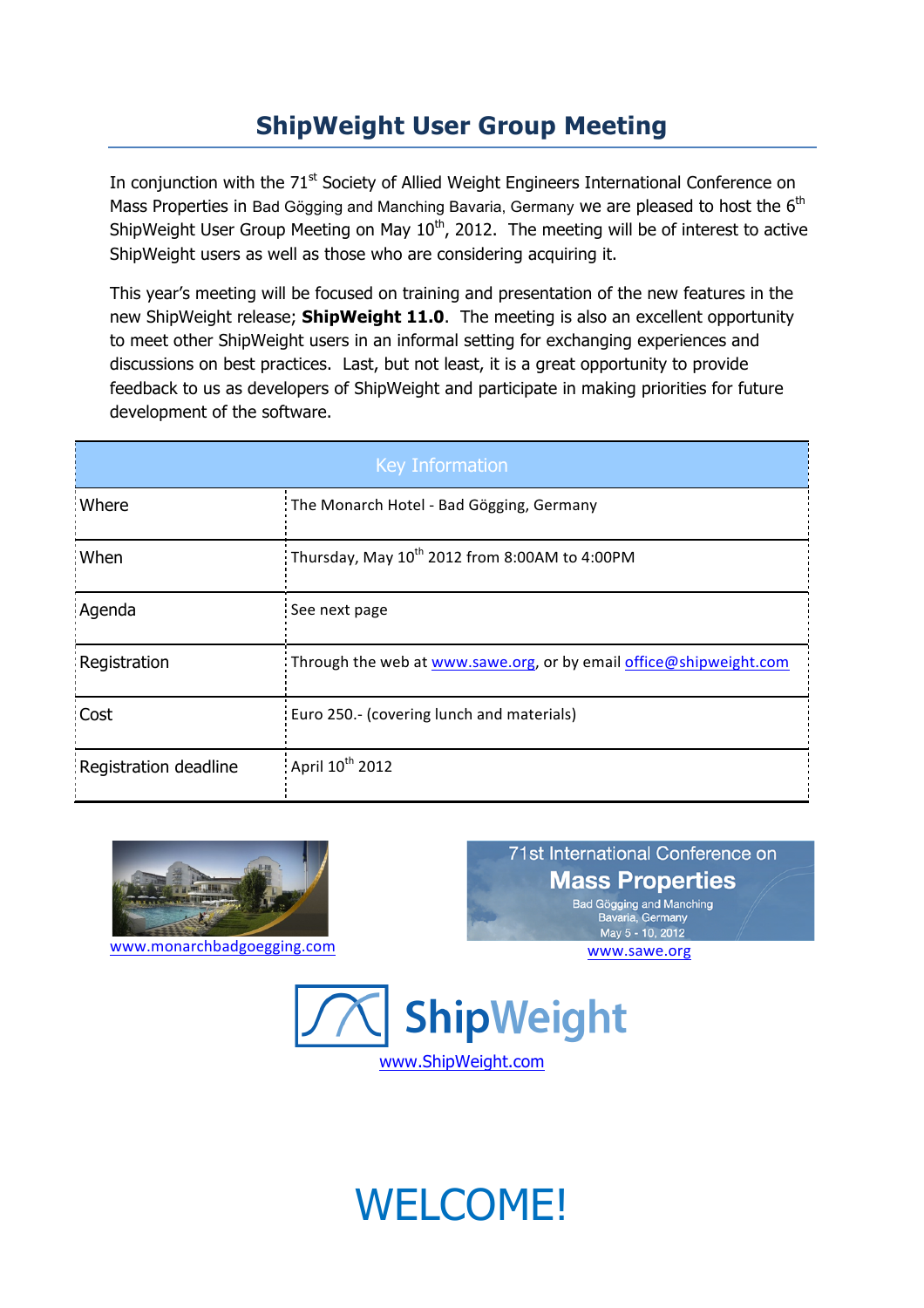# ShipWeight User Group Meeting

In conjunction with the 71st Society of Allied Weight Engineers International Conference on Mass Properties in Bad Gögging and Manching Bavaria, Germany we are pleased to host the 6th ShipWeight User Group Meeting on May 10th, 2012. The meeting will be of interest to active ShipWeight users as well as those who are considering acquiring it.

This year's meeting will be focused on training and presentation of the new features in the new ShipWeight release; **ShipWeight 11.0**. The meeting is also an excellent opportunity to meet other ShipWeight users in an informal setting for exchanging experiences and discussions on best practices. Last, but not least, it is a great opportunity to provide feedback to us as developers of ShipWeight and participate in making priorities for future development of the software.

| Key Information | |
|---|---|
| Where | The Monarch Hotel - Bad Gögging, Germany |
| When | Thursday, May 10th 2012 from 8:00AM to 4:00PM |
| Agenda | See next page |
| Registration | Through the web at www.sawe.org, or by email office@shipweight.com |
| Cost | Euro 250.- (covering lunch and materials) |
| Registration deadline | April 10th 2012 |

www.monarchbadgoegging.com

71st International Conference on Mass Properties
Bad Gögging and Manching
Bavaria, Germany
May 5 - 10, 2012

www.sawe.org

ShipWeight

www.ShipWeight.com

WELCOME!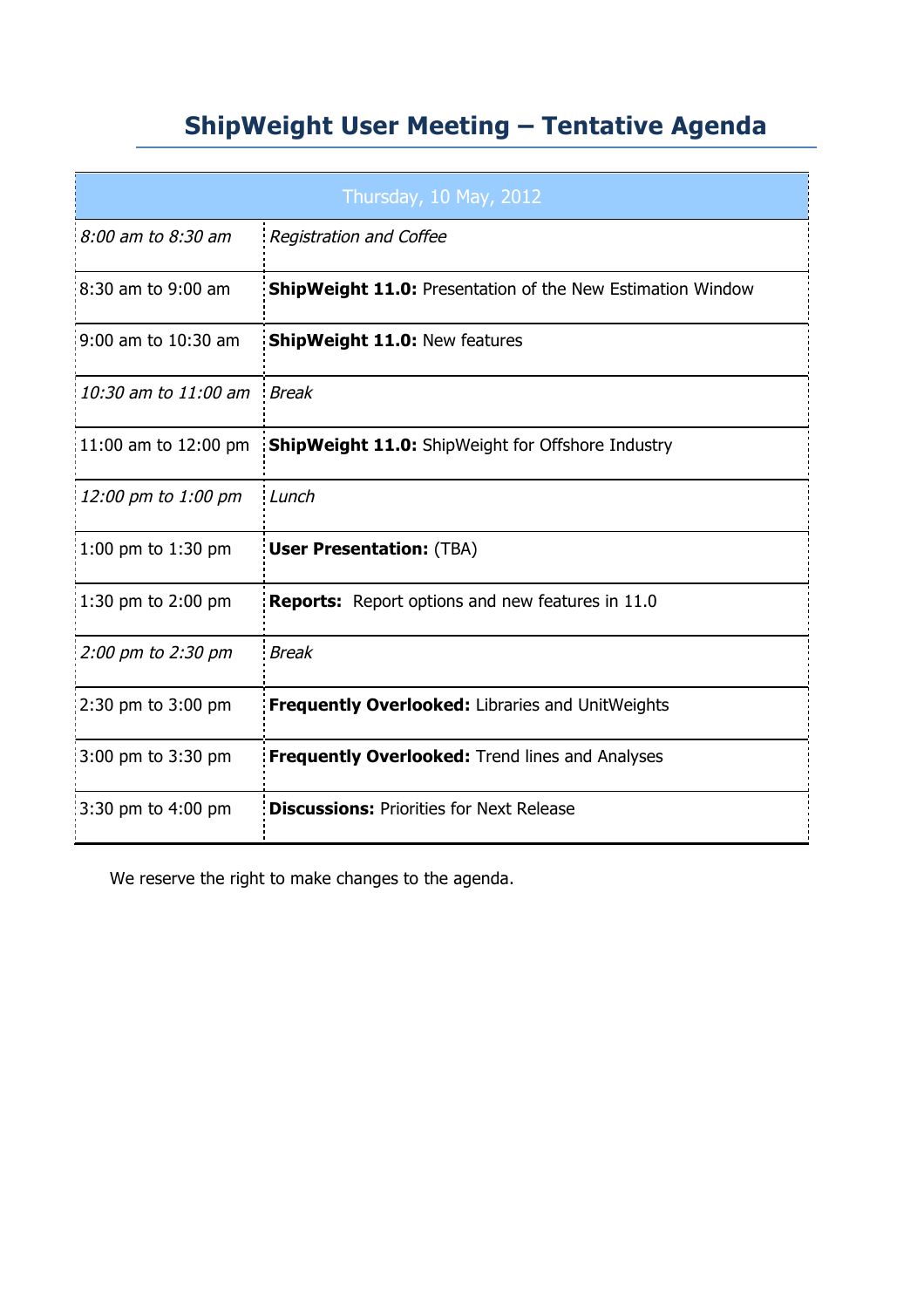# ShipWeight User Meeting – Tentative Agenda

| Thursday, 10 May, 2012 | |
|---|---|
| *8:00 am to 8:30 am* | *Registration and Coffee* |
| 8:30 am to 9:00 am | **ShipWeight 11.0:** Presentation of the New Estimation Window |
| 9:00 am to 10:30 am | **ShipWeight 11.0:** New features |
| *10:30 am to 11:00 am* | *Break* |
| 11:00 am to 12:00 pm | **ShipWeight 11.0:** ShipWeight for Offshore Industry |
| *12:00 pm to 1:00 pm* | *Lunch* |
| 1:00 pm to 1:30 pm | **User Presentation:** (TBA) |
| 1:30 pm to 2:00 pm | **Reports:** Report options and new features in 11.0 |
| *2:00 pm to 2:30 pm* | *Break* |
| 2:30 pm to 3:00 pm | **Frequently Overlooked:** Libraries and UnitWeights |
| 3:00 pm to 3:30 pm | **Frequently Overlooked:** Trend lines and Analyses |
| 3:30 pm to 4:00 pm | **Discussions:** Priorities for Next Release |

We reserve the right to make changes to the agenda.